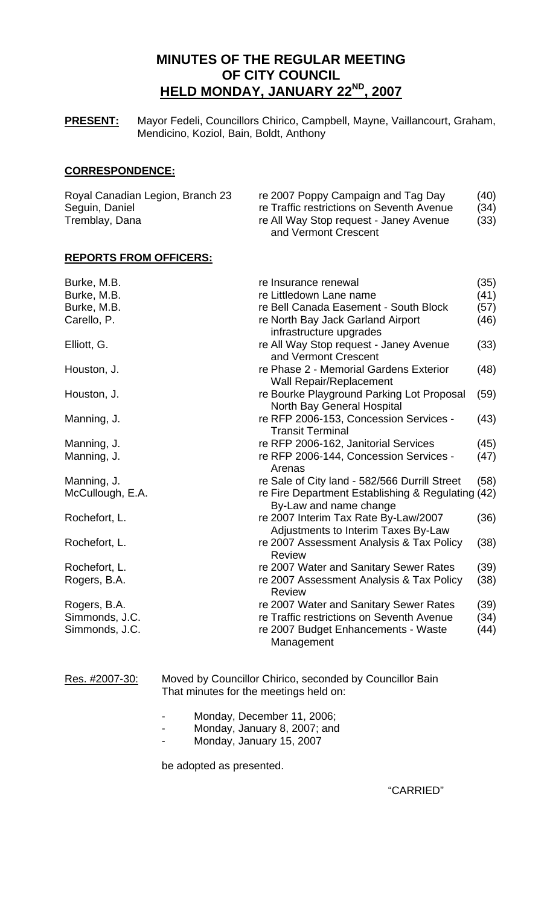# MINUTES OF THE REGULAR MEETING OF CITY COUNCIL HELD MONDAY, JANUARY 22ND, 2007

**PRESENT:** Mayor Fedeli, Councillors Chirico, Campbell, Mayne, Vaillancourt, Graham, Mendicino, Koziol, Bain, Boldt, Anthony

## CORRESPONDENCE:

| | | |
|---|---|---|
| Royal Canadian Legion, Branch 23 | re 2007 Poppy Campaign and Tag Day | (40) |
| Seguin, Daniel | re Traffic restrictions on Seventh Avenue | (34) |
| Tremblay, Dana | re All Way Stop request - Janey Avenue and Vermont Crescent | (33) |

## REPORTS FROM OFFICERS:

| | | |
|---|---|---|
| Burke, M.B. | re Insurance renewal | (35) |
| Burke, M.B. | re Littledown Lane name | (41) |
| Burke, M.B. | re Bell Canada Easement - South Block | (57) |
| Carello, P. | re North Bay Jack Garland Airport infrastructure upgrades | (46) |
| Elliott, G. | re All Way Stop request - Janey Avenue and Vermont Crescent | (33) |
| Houston, J. | re Phase 2 - Memorial Gardens Exterior Wall Repair/Replacement | (48) |
| Houston, J. | re Bourke Playground Parking Lot Proposal North Bay General Hospital | (59) |
| Manning, J. | re RFP 2006-153, Concession Services - Transit Terminal | (43) |
| Manning, J. | re RFP 2006-162, Janitorial Services | (45) |
| Manning, J. | re RFP 2006-144, Concession Services - Arenas | (47) |
| Manning, J. | re Sale of City land - 582/566 Durrill Street | (58) |
| McCullough, E.A. | re Fire Department Establishing & Regulating By-Law and name change | (42) |
| Rochefort, L. | re 2007 Interim Tax Rate By-Law/2007 Adjustments to Interim Taxes By-Law | (36) |
| Rochefort, L. | re 2007 Assessment Analysis & Tax Policy Review | (38) |
| Rochefort, L. | re 2007 Water and Sanitary Sewer Rates | (39) |
| Rogers, B.A. | re 2007 Assessment Analysis & Tax Policy Review | (38) |
| Rogers, B.A. | re 2007 Water and Sanitary Sewer Rates | (39) |
| Simmonds, J.C. | re Traffic restrictions on Seventh Avenue | (34) |
| Simmonds, J.C. | re 2007 Budget Enhancements - Waste Management | (44) |

Res. #2007-30: Moved by Councillor Chirico, seconded by Councillor Bain
That minutes for the meetings held on:

- Monday, December 11, 2006;
- Monday, January 8, 2007; and
- Monday, January 15, 2007

be adopted as presented.

"CARRIED"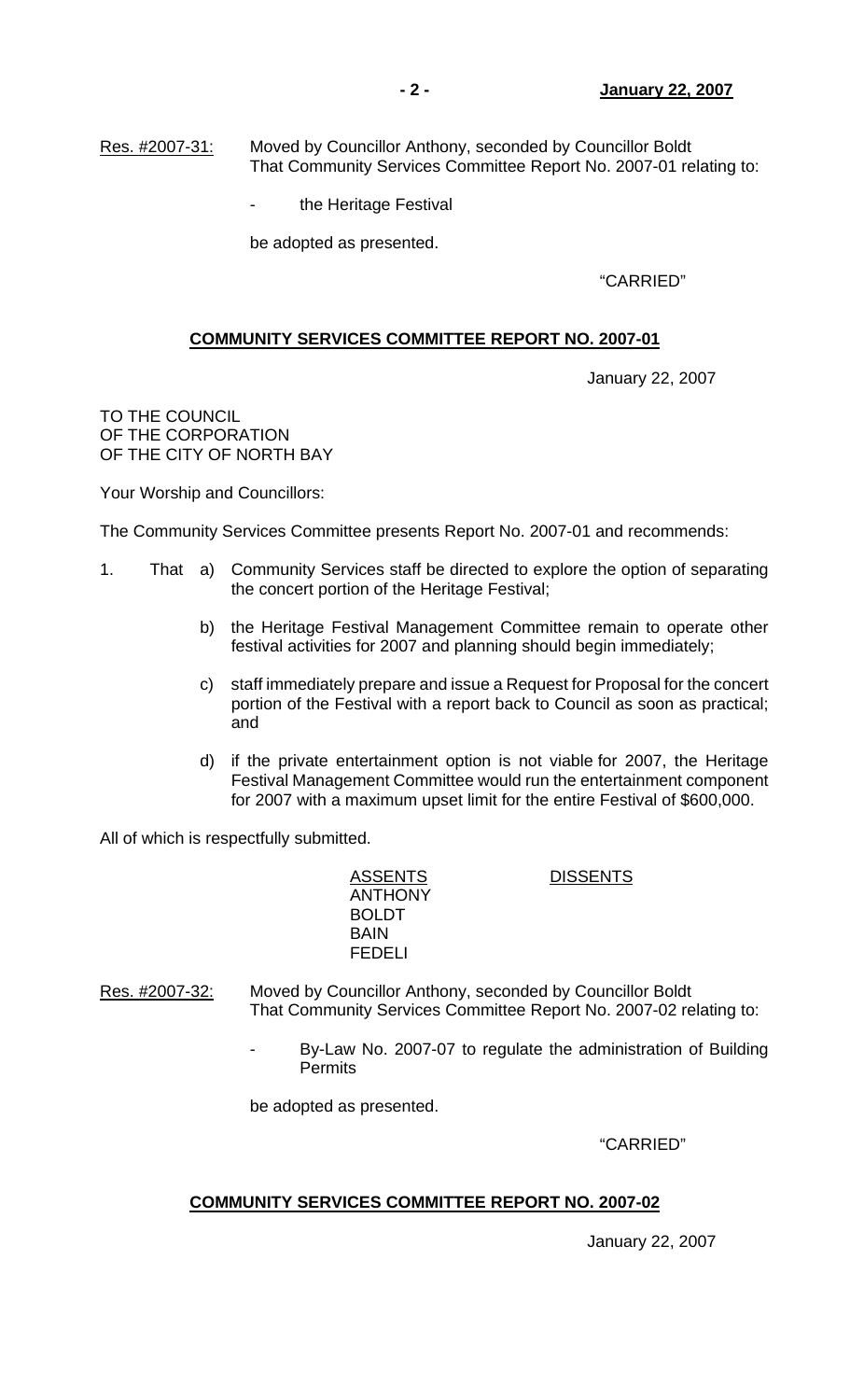Res. #2007-31: Moved by Councillor Anthony, seconded by Councillor Boldt
That Community Services Committee Report No. 2007-01 relating to:

- the Heritage Festival

be adopted as presented.

"CARRIED"

**COMMUNITY SERVICES COMMITTEE REPORT NO. 2007-01**

January 22, 2007

TO THE COUNCIL
OF THE CORPORATION
OF THE CITY OF NORTH BAY

Your Worship and Councillors:

The Community Services Committee presents Report No. 2007-01 and recommends:

1. That a) Community Services staff be directed to explore the option of separating the concert portion of the Heritage Festival;

   b) the Heritage Festival Management Committee remain to operate other festival activities for 2007 and planning should begin immediately;

   c) staff immediately prepare and issue a Request for Proposal for the concert portion of the Festival with a report back to Council as soon as practical; and

   d) if the private entertainment option is not viable for 2007, the Heritage Festival Management Committee would run the entertainment component for 2007 with a maximum upset limit for the entire Festival of $600,000.

All of which is respectfully submitted.

| ASSENTS | DISSENTS |
|---|---|
| ANTHONY | |
| BOLDT | |
| BAIN | |
| FEDELI | |

Res. #2007-32: Moved by Councillor Anthony, seconded by Councillor Boldt
That Community Services Committee Report No. 2007-02 relating to:

- By-Law No. 2007-07 to regulate the administration of Building Permits

be adopted as presented.

"CARRIED"

**COMMUNITY SERVICES COMMITTEE REPORT NO. 2007-02**

January 22, 2007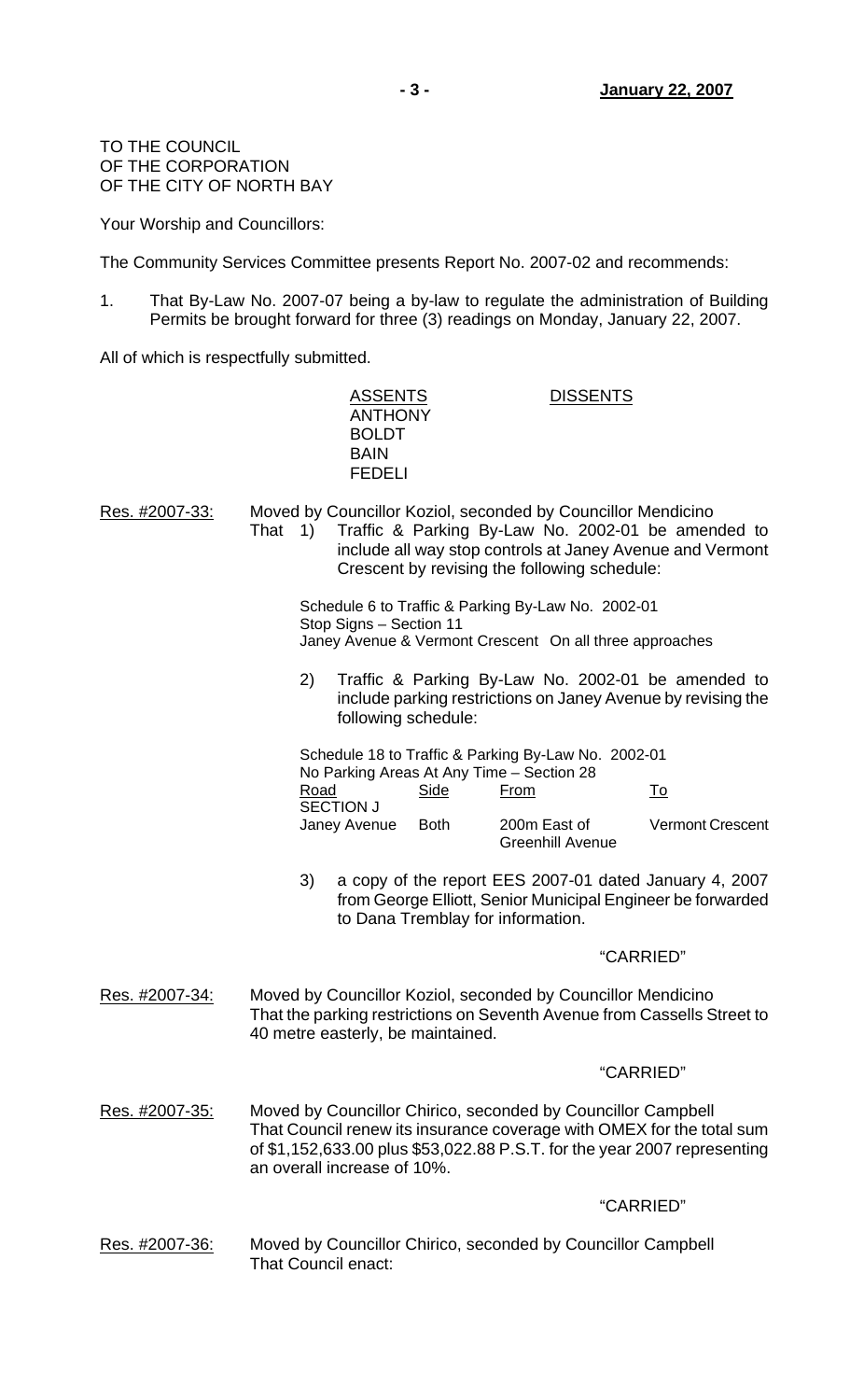TO THE COUNCIL
OF THE CORPORATION
OF THE CITY OF NORTH BAY

Your Worship and Councillors:

The Community Services Committee presents Report No. 2007-02 and recommends:

1. That By-Law No. 2007-07 being a by-law to regulate the administration of Building Permits be brought forward for three (3) readings on Monday, January 22, 2007.

All of which is respectfully submitted.

| ASSENTS | DISSENTS |
|---|---|
| ANTHONY | |
| BOLDT | |
| BAIN | |
| FEDELI | |

Res. #2007-33: Moved by Councillor Koziol, seconded by Councillor Mendicino
That 1) Traffic & Parking By-Law No. 2002-01 be amended to include all way stop controls at Janey Avenue and Vermont Crescent by revising the following schedule:

Schedule 6 to Traffic & Parking By-Law No. 2002-01
Stop Signs – Section 11
Janey Avenue & Vermont Crescent On all three approaches

2) Traffic & Parking By-Law No. 2002-01 be amended to include parking restrictions on Janey Avenue by revising the following schedule:

Schedule 18 to Traffic & Parking By-Law No. 2002-01
No Parking Areas At Any Time – Section 28

| Road | Side | From | To |
|---|---|---|---|
| SECTION J | | | |
| Janey Avenue | Both | 200m East of Greenhill Avenue | Vermont Crescent |

3) a copy of the report EES 2007-01 dated January 4, 2007 from George Elliott, Senior Municipal Engineer be forwarded to Dana Tremblay for information.

"CARRIED"

Res. #2007-34: Moved by Councillor Koziol, seconded by Councillor Mendicino
That the parking restrictions on Seventh Avenue from Cassells Street to 40 metre easterly, be maintained.

"CARRIED"

Res. #2007-35: Moved by Councillor Chirico, seconded by Councillor Campbell
That Council renew its insurance coverage with OMEX for the total sum of $1,152,633.00 plus $53,022.88 P.S.T. for the year 2007 representing an overall increase of 10%.

"CARRIED"

Res. #2007-36: Moved by Councillor Chirico, seconded by Councillor Campbell
That Council enact: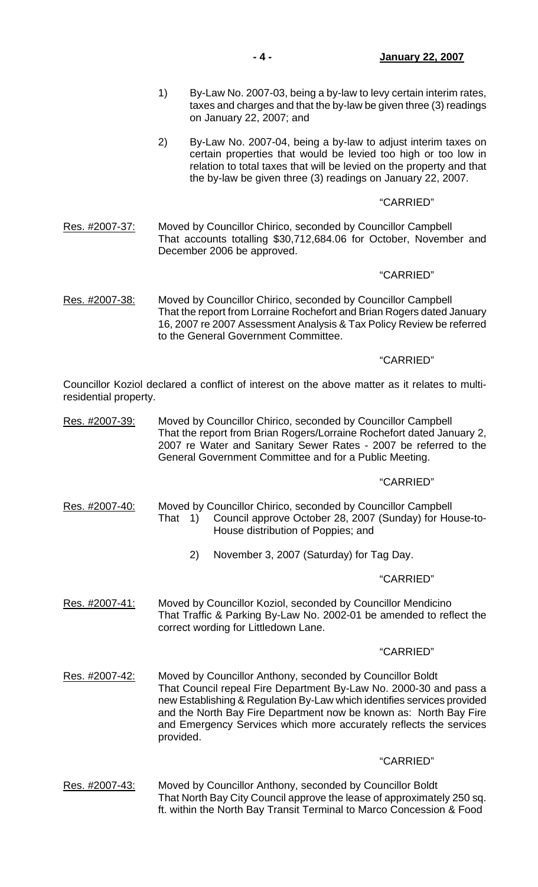1) By-Law No. 2007-03, being a by-law to levy certain interim rates, taxes and charges and that the by-law be given three (3) readings on January 22, 2007; and

2) By-Law No. 2007-04, being a by-law to adjust interim taxes on certain properties that would be levied too high or too low in relation to total taxes that will be levied on the property and that the by-law be given three (3) readings on January 22, 2007.

"CARRIED"

Res. #2007-37: Moved by Councillor Chirico, seconded by Councillor Campbell
That accounts totalling $30,712,684.06 for October, November and December 2006 be approved.

"CARRIED"

Res. #2007-38: Moved by Councillor Chirico, seconded by Councillor Campbell
That the report from Lorraine Rochefort and Brian Rogers dated January 16, 2007 re 2007 Assessment Analysis & Tax Policy Review be referred to the General Government Committee.

"CARRIED"

Councillor Koziol declared a conflict of interest on the above matter as it relates to multi-residential property.

Res. #2007-39: Moved by Councillor Chirico, seconded by Councillor Campbell
That the report from Brian Rogers/Lorraine Rochefort dated January 2, 2007 re Water and Sanitary Sewer Rates - 2007 be referred to the General Government Committee and for a Public Meeting.

"CARRIED"

Res. #2007-40: Moved by Councillor Chirico, seconded by Councillor Campbell
That 1) Council approve October 28, 2007 (Sunday) for House-to-House distribution of Poppies; and

2) November 3, 2007 (Saturday) for Tag Day.

"CARRIED"

Res. #2007-41: Moved by Councillor Koziol, seconded by Councillor Mendicino
That Traffic & Parking By-Law No. 2002-01 be amended to reflect the correct wording for Littledown Lane.

"CARRIED"

Res. #2007-42: Moved by Councillor Anthony, seconded by Councillor Boldt
That Council repeal Fire Department By-Law No. 2000-30 and pass a new Establishing & Regulation By-Law which identifies services provided and the North Bay Fire Department now be known as: North Bay Fire and Emergency Services which more accurately reflects the services provided.

"CARRIED"

Res. #2007-43: Moved by Councillor Anthony, seconded by Councillor Boldt
That North Bay City Council approve the lease of approximately 250 sq. ft. within the North Bay Transit Terminal to Marco Concession & Food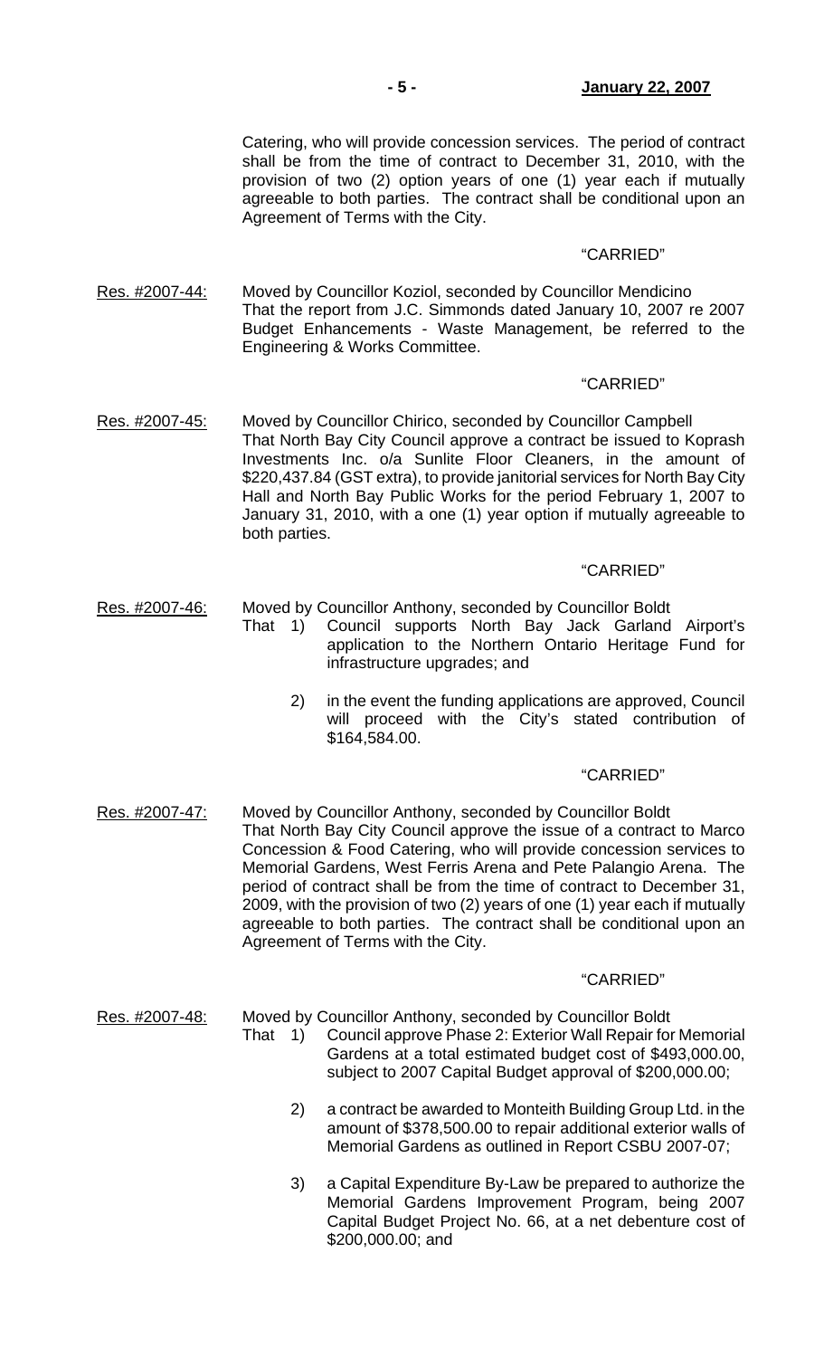Catering, who will provide concession services. The period of contract shall be from the time of contract to December 31, 2010, with the provision of two (2) option years of one (1) year each if mutually agreeable to both parties. The contract shall be conditional upon an Agreement of Terms with the City.

"CARRIED"

Res. #2007-44: Moved by Councillor Koziol, seconded by Councillor Mendicino
That the report from J.C. Simmonds dated January 10, 2007 re 2007 Budget Enhancements - Waste Management, be referred to the Engineering & Works Committee.

"CARRIED"

Res. #2007-45: Moved by Councillor Chirico, seconded by Councillor Campbell
That North Bay City Council approve a contract be issued to Koprash Investments Inc. o/a Sunlite Floor Cleaners, in the amount of $220,437.84 (GST extra), to provide janitorial services for North Bay City Hall and North Bay Public Works for the period February 1, 2007 to January 31, 2010, with a one (1) year option if mutually agreeable to both parties.

"CARRIED"

Res. #2007-46: Moved by Councillor Anthony, seconded by Councillor Boldt
That 1) Council supports North Bay Jack Garland Airport's application to the Northern Ontario Heritage Fund for infrastructure upgrades; and

2) in the event the funding applications are approved, Council will proceed with the City's stated contribution of $164,584.00.

"CARRIED"

Res. #2007-47: Moved by Councillor Anthony, seconded by Councillor Boldt
That North Bay City Council approve the issue of a contract to Marco Concession & Food Catering, who will provide concession services to Memorial Gardens, West Ferris Arena and Pete Palangio Arena. The period of contract shall be from the time of contract to December 31, 2009, with the provision of two (2) years of one (1) year each if mutually agreeable to both parties. The contract shall be conditional upon an Agreement of Terms with the City.

"CARRIED"

Res. #2007-48: Moved by Councillor Anthony, seconded by Councillor Boldt
That 1) Council approve Phase 2: Exterior Wall Repair for Memorial Gardens at a total estimated budget cost of $493,000.00, subject to 2007 Capital Budget approval of $200,000.00;

2) a contract be awarded to Monteith Building Group Ltd. in the amount of $378,500.00 to repair additional exterior walls of Memorial Gardens as outlined in Report CSBU 2007-07;

3) a Capital Expenditure By-Law be prepared to authorize the Memorial Gardens Improvement Program, being 2007 Capital Budget Project No. 66, at a net debenture cost of $200,000.00; and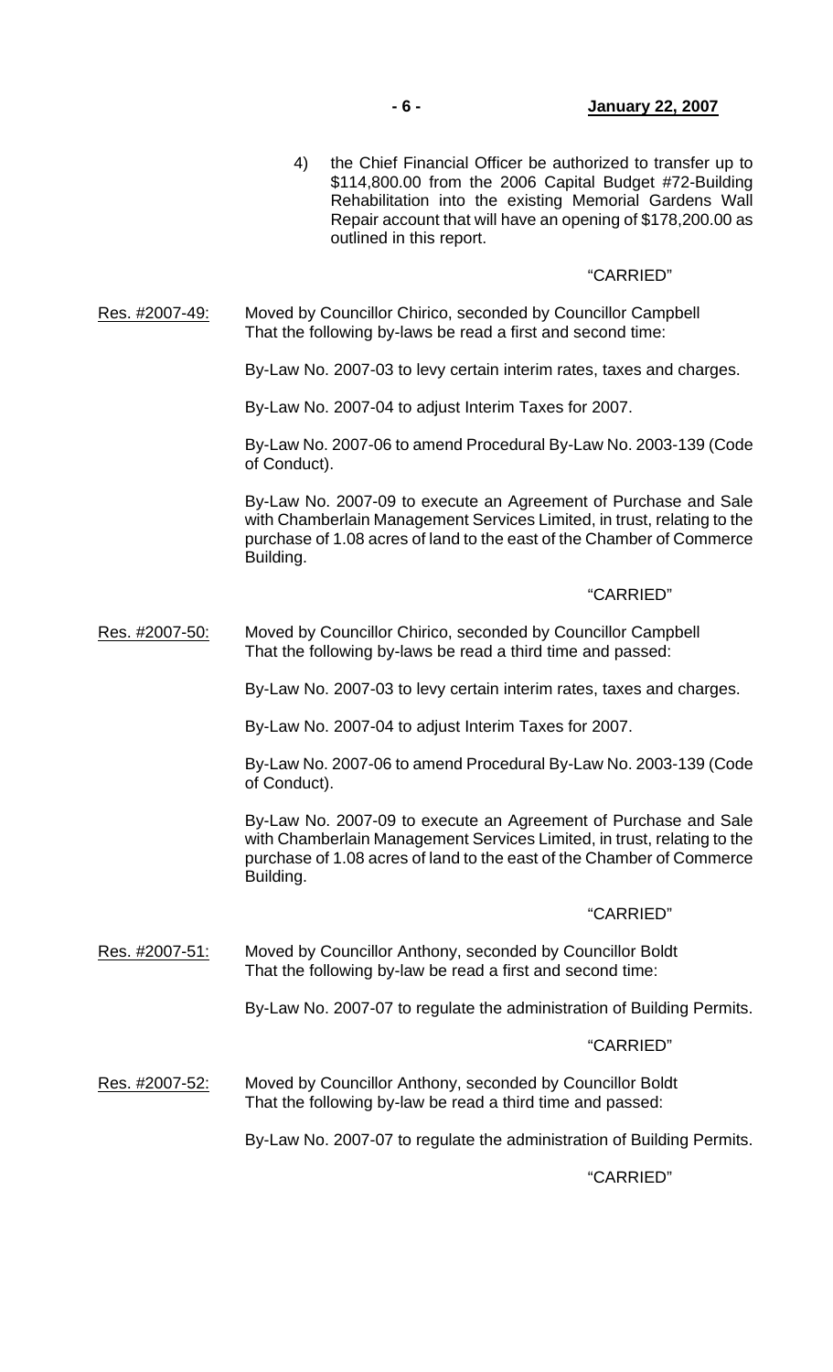4) the Chief Financial Officer be authorized to transfer up to $114,800.00 from the 2006 Capital Budget #72-Building Rehabilitation into the existing Memorial Gardens Wall Repair account that will have an opening of $178,200.00 as outlined in this report.

"CARRIED"

Res. #2007-49: Moved by Councillor Chirico, seconded by Councillor Campbell
That the following by-laws be read a first and second time:

By-Law No. 2007-03 to levy certain interim rates, taxes and charges.

By-Law No. 2007-04 to adjust Interim Taxes for 2007.

By-Law No. 2007-06 to amend Procedural By-Law No. 2003-139 (Code of Conduct).

By-Law No. 2007-09 to execute an Agreement of Purchase and Sale with Chamberlain Management Services Limited, in trust, relating to the purchase of 1.08 acres of land to the east of the Chamber of Commerce Building.

"CARRIED"

Res. #2007-50: Moved by Councillor Chirico, seconded by Councillor Campbell
That the following by-laws be read a third time and passed:

By-Law No. 2007-03 to levy certain interim rates, taxes and charges.

By-Law No. 2007-04 to adjust Interim Taxes for 2007.

By-Law No. 2007-06 to amend Procedural By-Law No. 2003-139 (Code of Conduct).

By-Law No. 2007-09 to execute an Agreement of Purchase and Sale with Chamberlain Management Services Limited, in trust, relating to the purchase of 1.08 acres of land to the east of the Chamber of Commerce Building.

"CARRIED"

Res. #2007-51: Moved by Councillor Anthony, seconded by Councillor Boldt
That the following by-law be read a first and second time:

By-Law No. 2007-07 to regulate the administration of Building Permits.

"CARRIED"

Res. #2007-52: Moved by Councillor Anthony, seconded by Councillor Boldt
That the following by-law be read a third time and passed:

By-Law No. 2007-07 to regulate the administration of Building Permits.

"CARRIED"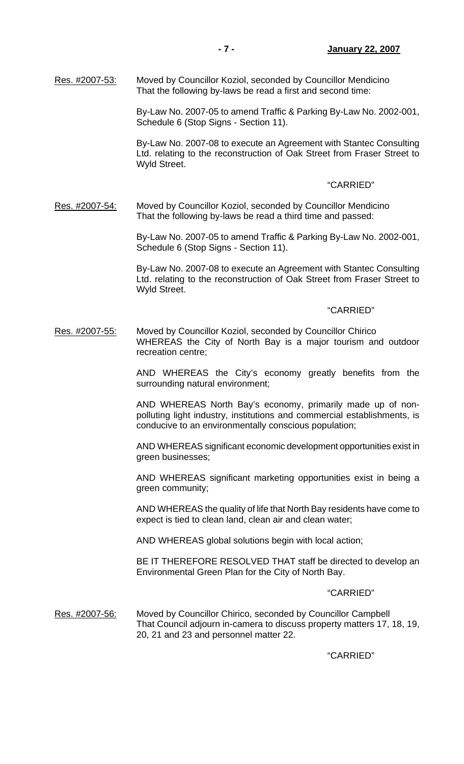Res. #2007-53: Moved by Councillor Koziol, seconded by Councillor Mendicino
That the following by-laws be read a first and second time:

By-Law No. 2007-05 to amend Traffic & Parking By-Law No. 2002-001, Schedule 6 (Stop Signs - Section 11).

By-Law No. 2007-08 to execute an Agreement with Stantec Consulting Ltd. relating to the reconstruction of Oak Street from Fraser Street to Wyld Street.

"CARRIED"

Res. #2007-54: Moved by Councillor Koziol, seconded by Councillor Mendicino
That the following by-laws be read a third time and passed:

By-Law No. 2007-05 to amend Traffic & Parking By-Law No. 2002-001, Schedule 6 (Stop Signs - Section 11).

By-Law No. 2007-08 to execute an Agreement with Stantec Consulting Ltd. relating to the reconstruction of Oak Street from Fraser Street to Wyld Street.

"CARRIED"

Res. #2007-55: Moved by Councillor Koziol, seconded by Councillor Chirico
WHEREAS the City of North Bay is a major tourism and outdoor recreation centre;

AND WHEREAS the City's economy greatly benefits from the surrounding natural environment;

AND WHEREAS North Bay's economy, primarily made up of non-polluting light industry, institutions and commercial establishments, is conducive to an environmentally conscious population;

AND WHEREAS significant economic development opportunities exist in green businesses;

AND WHEREAS significant marketing opportunities exist in being a green community;

AND WHEREAS the quality of life that North Bay residents have come to expect is tied to clean land, clean air and clean water;

AND WHEREAS global solutions begin with local action;

BE IT THEREFORE RESOLVED THAT staff be directed to develop an Environmental Green Plan for the City of North Bay.

"CARRIED"

Res. #2007-56: Moved by Councillor Chirico, seconded by Councillor Campbell
That Council adjourn in-camera to discuss property matters 17, 18, 19, 20, 21 and 23 and personnel matter 22.

"CARRIED"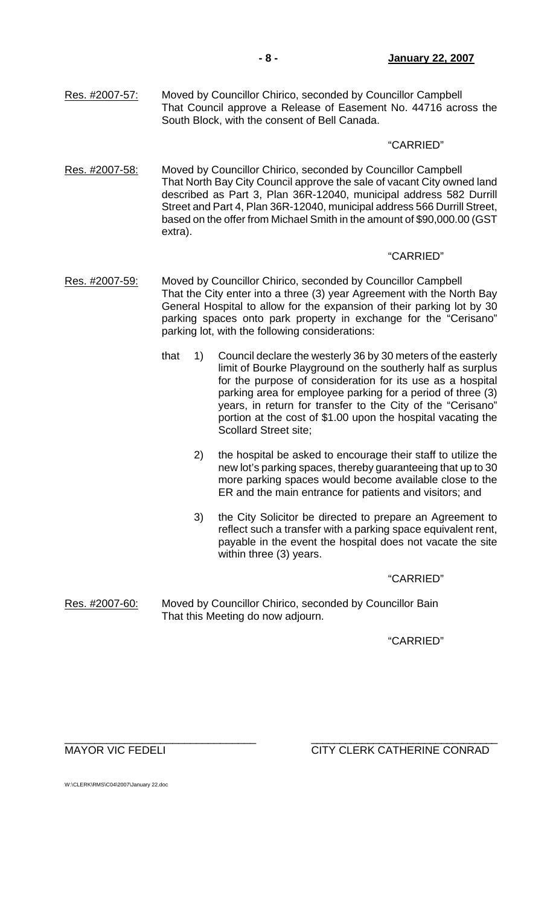Res. #2007-57: Moved by Councillor Chirico, seconded by Councillor Campbell
That Council approve a Release of Easement No. 44716 across the South Block, with the consent of Bell Canada.

"CARRIED"

Res. #2007-58: Moved by Councillor Chirico, seconded by Councillor Campbell
That North Bay City Council approve the sale of vacant City owned land described as Part 3, Plan 36R-12040, municipal address 582 Durrill Street and Part 4, Plan 36R-12040, municipal address 566 Durrill Street, based on the offer from Michael Smith in the amount of $90,000.00 (GST extra).

"CARRIED"

Res. #2007-59: Moved by Councillor Chirico, seconded by Councillor Campbell
That the City enter into a three (3) year Agreement with the North Bay General Hospital to allow for the expansion of their parking lot by 30 parking spaces onto park property in exchange for the "Cerisano" parking lot, with the following considerations:

that 1) Council declare the westerly 36 by 30 meters of the easterly limit of Bourke Playground on the southerly half as surplus for the purpose of consideration for its use as a hospital parking area for employee parking for a period of three (3) years, in return for transfer to the City of the "Cerisano" portion at the cost of $1.00 upon the hospital vacating the Scollard Street site;

2) the hospital be asked to encourage their staff to utilize the new lot's parking spaces, thereby guaranteeing that up to 30 more parking spaces would become available close to the ER and the main entrance for patients and visitors; and

3) the City Solicitor be directed to prepare an Agreement to reflect such a transfer with a parking space equivalent rent, payable in the event the hospital does not vacate the site within three (3) years.

"CARRIED"

Res. #2007-60: Moved by Councillor Chirico, seconded by Councillor Bain
That this Meeting do now adjourn.

"CARRIED"

_________________________________ _________________________________
MAYOR VIC FEDELI CITY CLERK CATHERINE CONRAD

W:\CLERK\RMS\C04\2007\January 22.doc